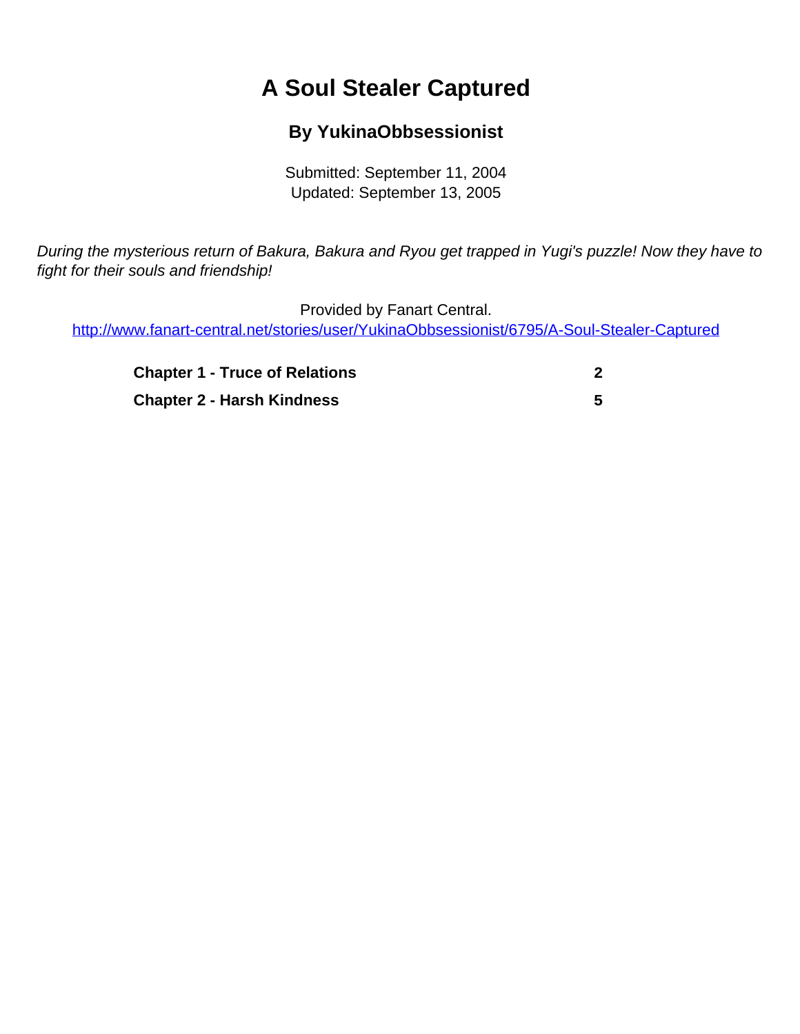# A Soul Stealer Captured

## By YukinaObbsessionist

Submitted: September 11, 2004
Updated: September 13, 2005

*During the mysterious return of Bakura, Bakura and Ryou get trapped in Yugi's puzzle! Now they have to fight for their souls and friendship!*

Provided by Fanart Central.
http://www.fanart-central.net/stories/user/YukinaObbsessionist/6795/A-Soul-Stealer-Captured

| | |
|---|---|
| **Chapter 1 - Truce of Relations** | **2** |
| **Chapter 2 - Harsh Kindness** | **5** |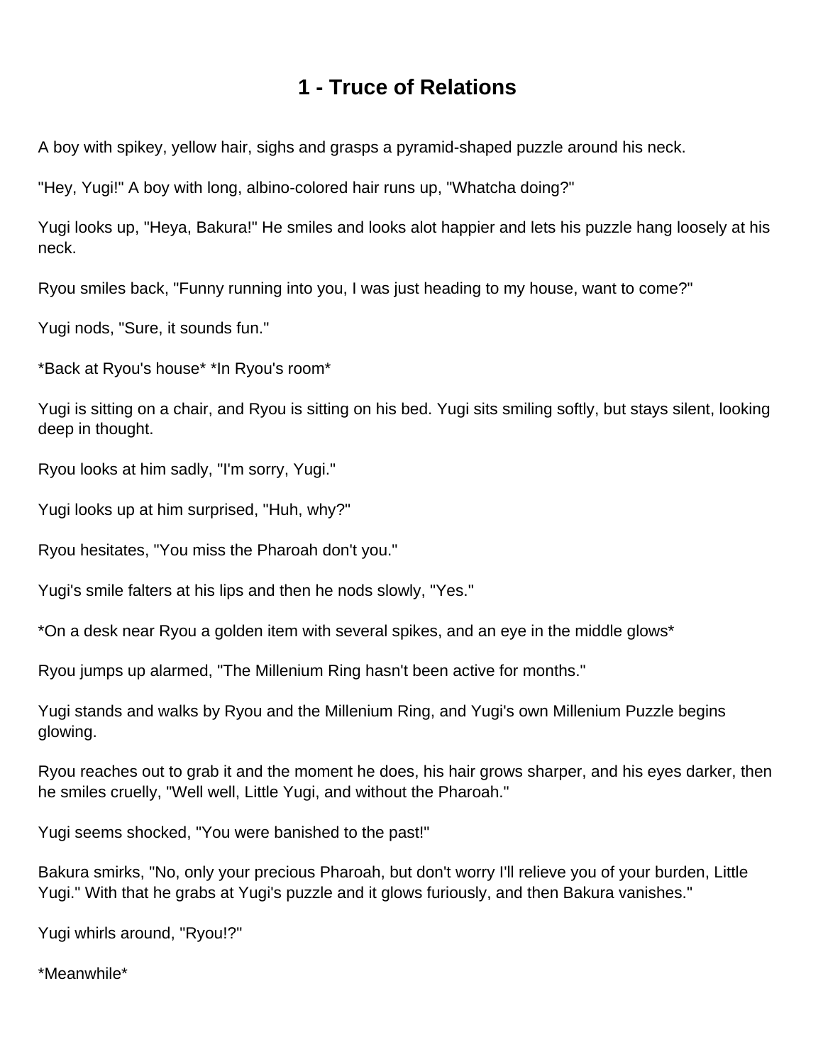# 1 - Truce of Relations

A boy with spikey, yellow hair, sighs and grasps a pyramid-shaped puzzle around his neck.

"Hey, Yugi!" A boy with long, albino-colored hair runs up, "Whatcha doing?"

Yugi looks up, "Heya, Bakura!" He smiles and looks alot happier and lets his puzzle hang loosely at his neck.

Ryou smiles back, "Funny running into you, I was just heading to my house, want to come?"

Yugi nods, "Sure, it sounds fun."

*Back at Ryou's house* *In Ryou's room*

Yugi is sitting on a chair, and Ryou is sitting on his bed. Yugi sits smiling softly, but stays silent, looking deep in thought.

Ryou looks at him sadly, "I'm sorry, Yugi."

Yugi looks up at him surprised, "Huh, why?"

Ryou hesitates, "You miss the Pharoah don't you."

Yugi's smile falters at his lips and then he nods slowly, "Yes."

*On a desk near Ryou a golden item with several spikes, and an eye in the middle glows*

Ryou jumps up alarmed, "The Millenium Ring hasn't been active for months."

Yugi stands and walks by Ryou and the Millenium Ring, and Yugi's own Millenium Puzzle begins glowing.

Ryou reaches out to grab it and the moment he does, his hair grows sharper, and his eyes darker, then he smiles cruelly, "Well well, Little Yugi, and without the Pharoah."

Yugi seems shocked, "You were banished to the past!"

Bakura smirks, "No, only your precious Pharoah, but don't worry I'll relieve you of your burden, Little Yugi." With that he grabs at Yugi's puzzle and it glows furiously, and then Bakura vanishes."

Yugi whirls around, "Ryou!?"

*Meanwhile*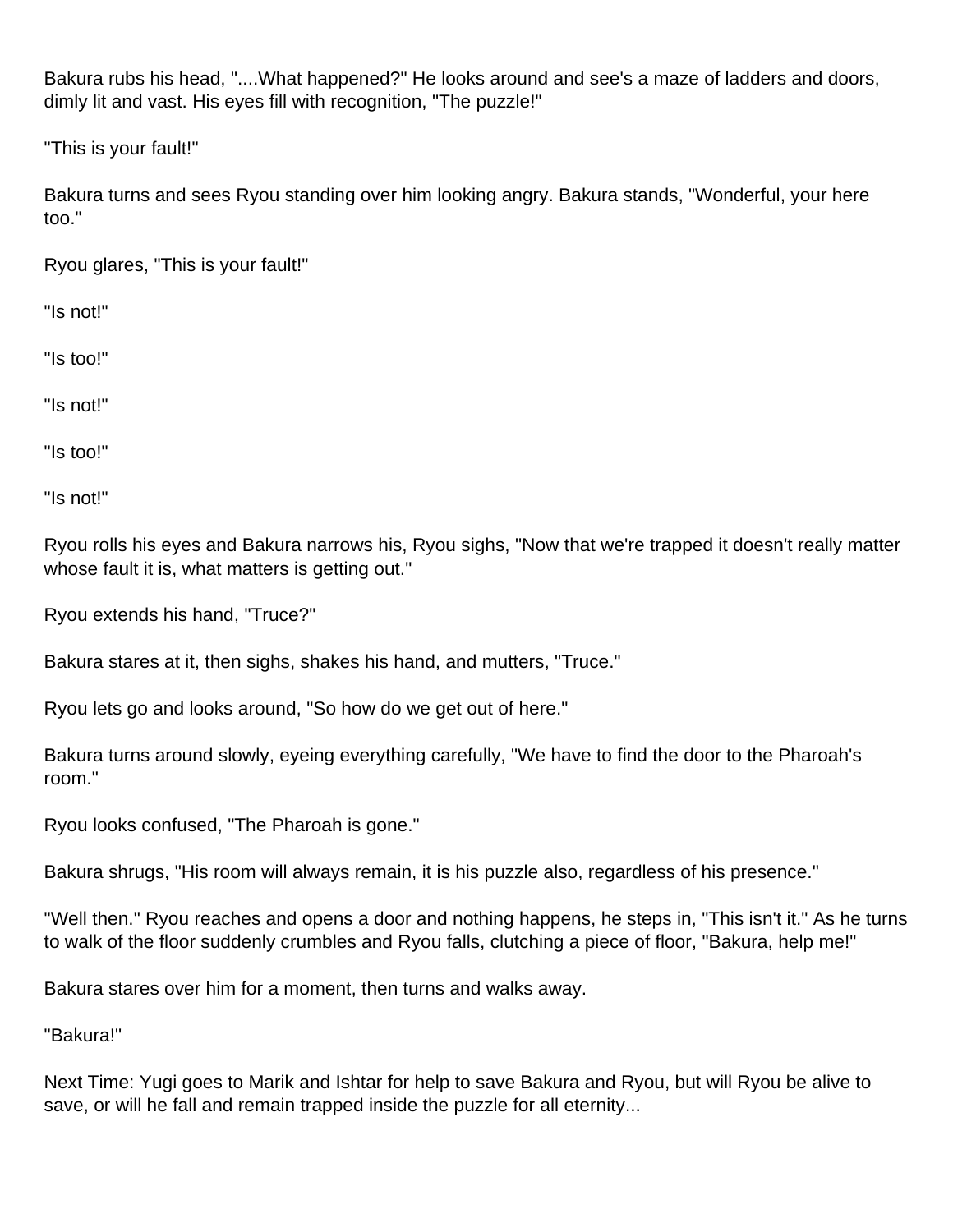Bakura rubs his head, "....What happened?" He looks around and see's a maze of ladders and doors, dimly lit and vast. His eyes fill with recognition, "The puzzle!"

"This is your fault!"

Bakura turns and sees Ryou standing over him looking angry. Bakura stands, "Wonderful, your here too."

Ryou glares, "This is your fault!"

"Is not!"

"Is too!"

"Is not!"

"Is too!"

"Is not!"

Ryou rolls his eyes and Bakura narrows his, Ryou sighs, "Now that we're trapped it doesn't really matter whose fault it is, what matters is getting out."

Ryou extends his hand, "Truce?"

Bakura stares at it, then sighs, shakes his hand, and mutters, "Truce."

Ryou lets go and looks around, "So how do we get out of here."

Bakura turns around slowly, eyeing everything carefully, "We have to find the door to the Pharoah's room."

Ryou looks confused, "The Pharoah is gone."

Bakura shrugs, "His room will always remain, it is his puzzle also, regardless of his presence."

"Well then." Ryou reaches and opens a door and nothing happens, he steps in, "This isn't it." As he turns to walk of the floor suddenly crumbles and Ryou falls, clutching a piece of floor, "Bakura, help me!"

Bakura stares over him for a moment, then turns and walks away.

"Bakura!"

Next Time: Yugi goes to Marik and Ishtar for help to save Bakura and Ryou, but will Ryou be alive to save, or will he fall and remain trapped inside the puzzle for all eternity...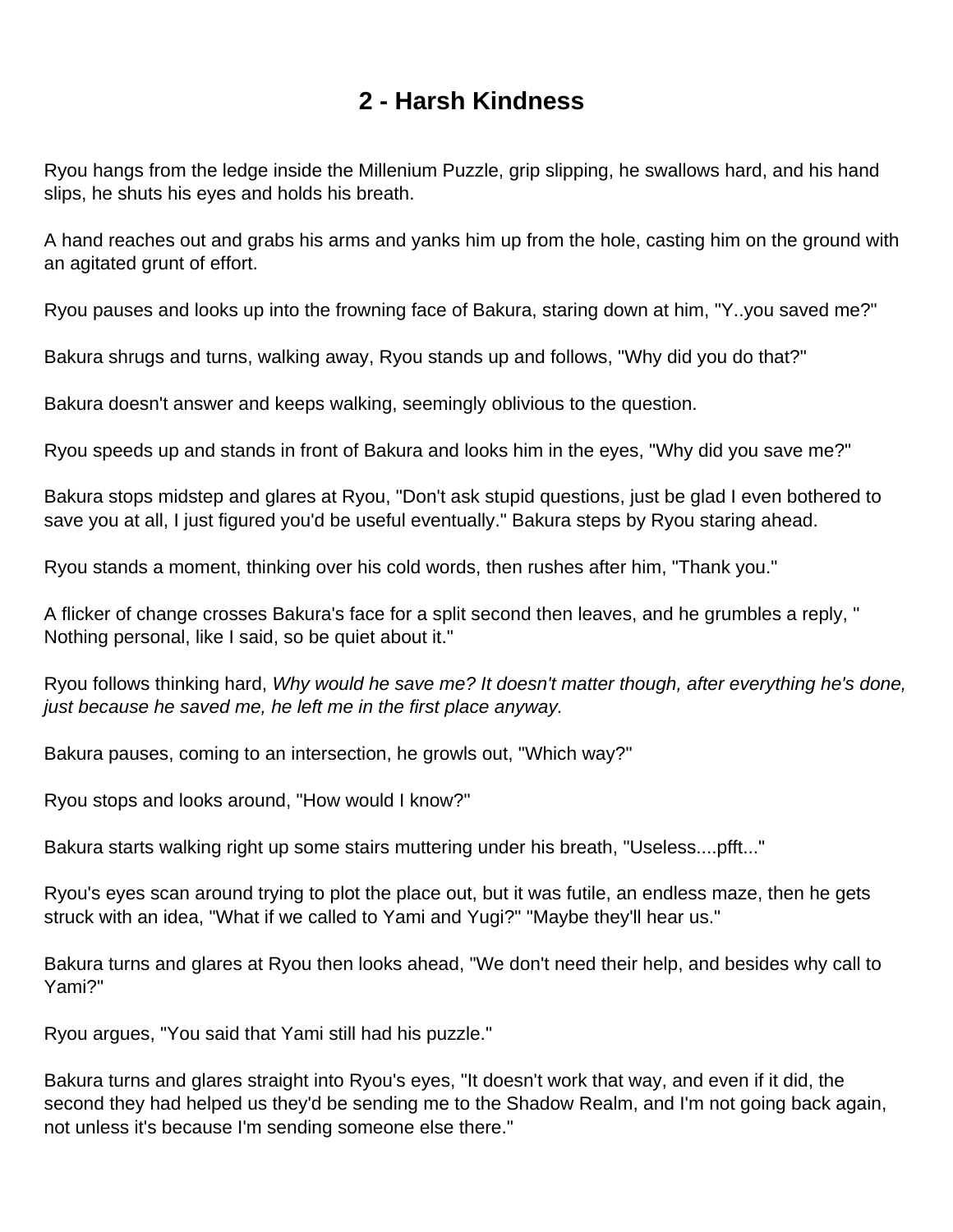# 2 - Harsh Kindness

Ryou hangs from the ledge inside the Millenium Puzzle, grip slipping, he swallows hard, and his hand slips, he shuts his eyes and holds his breath.

A hand reaches out and grabs his arms and yanks him up from the hole, casting him on the ground with an agitated grunt of effort.

Ryou pauses and looks up into the frowning face of Bakura, staring down at him, "Y..you saved me?"

Bakura shrugs and turns, walking away, Ryou stands up and follows, "Why did you do that?"

Bakura doesn't answer and keeps walking, seemingly oblivious to the question.

Ryou speeds up and stands in front of Bakura and looks him in the eyes, "Why did you save me?"

Bakura stops midstep and glares at Ryou, "Don't ask stupid questions, just be glad I even bothered to save you at all, I just figured you'd be useful eventually." Bakura steps by Ryou staring ahead.

Ryou stands a moment, thinking over his cold words, then rushes after him, "Thank you."

A flicker of change crosses Bakura's face for a split second then leaves, and he grumbles a reply, " Nothing personal, like I said, so be quiet about it."

Ryou follows thinking hard, *Why would he save me? It doesn't matter though, after everything he's done, just because he saved me, he left me in the first place anyway.*

Bakura pauses, coming to an intersection, he growls out, "Which way?"

Ryou stops and looks around, "How would I know?"

Bakura starts walking right up some stairs muttering under his breath, "Useless....pfft..."

Ryou's eyes scan around trying to plot the place out, but it was futile, an endless maze, then he gets struck with an idea, "What if we called to Yami and Yugi?" "Maybe they'll hear us."

Bakura turns and glares at Ryou then looks ahead, "We don't need their help, and besides why call to Yami?"

Ryou argues, "You said that Yami still had his puzzle."

Bakura turns and glares straight into Ryou's eyes, "It doesn't work that way, and even if it did, the second they had helped us they'd be sending me to the Shadow Realm, and I'm not going back again, not unless it's because I'm sending someone else there."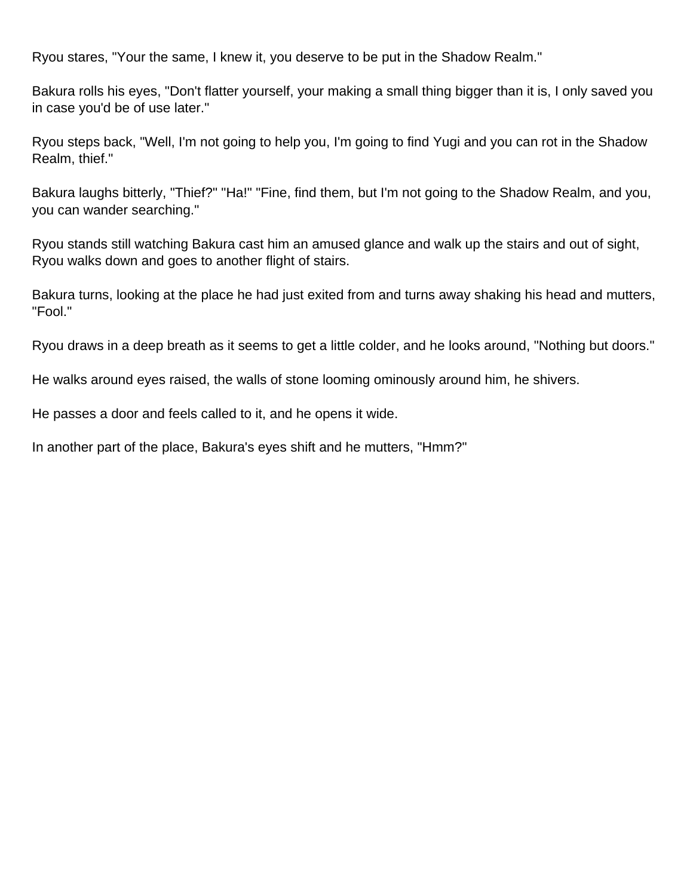Ryou stares, "Your the same, I knew it, you deserve to be put in the Shadow Realm."

Bakura rolls his eyes, "Don't flatter yourself, your making a small thing bigger than it is, I only saved you in case you'd be of use later."

Ryou steps back, "Well, I'm not going to help you, I'm going to find Yugi and you can rot in the Shadow Realm, thief."

Bakura laughs bitterly, "Thief?" "Ha!" "Fine, find them, but I'm not going to the Shadow Realm, and you, you can wander searching."

Ryou stands still watching Bakura cast him an amused glance and walk up the stairs and out of sight, Ryou walks down and goes to another flight of stairs.

Bakura turns, looking at the place he had just exited from and turns away shaking his head and mutters, "Fool."

Ryou draws in a deep breath as it seems to get a little colder, and he looks around, "Nothing but doors."

He walks around eyes raised, the walls of stone looming ominously around him, he shivers.

He passes a door and feels called to it, and he opens it wide.

In another part of the place, Bakura's eyes shift and he mutters, "Hmm?"